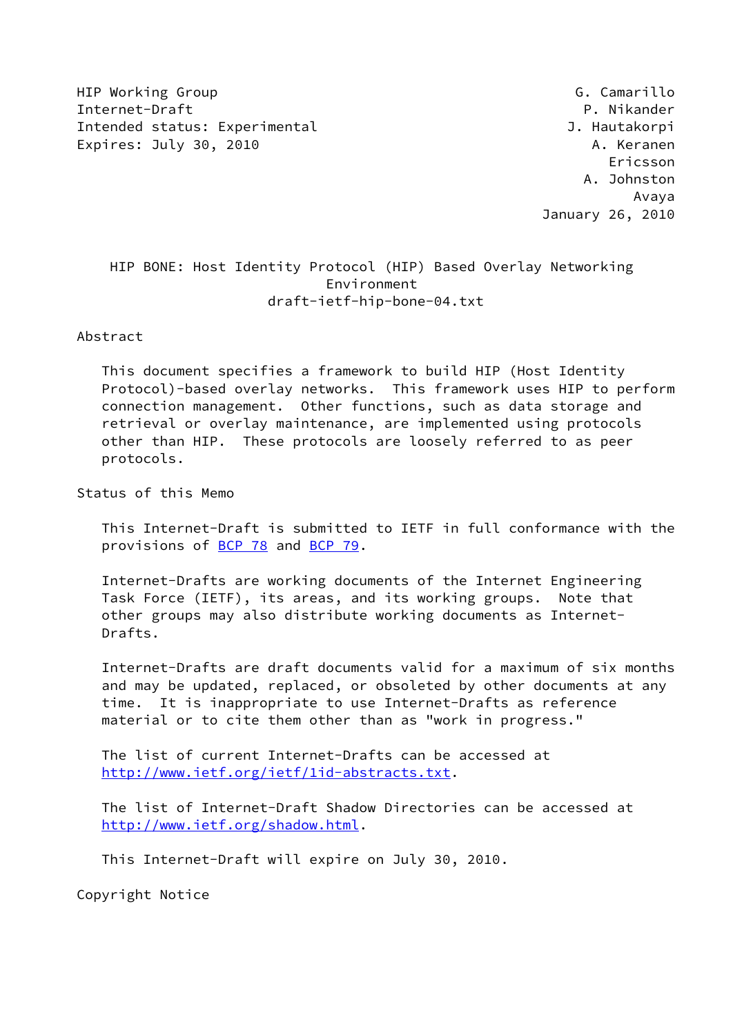HIP Working Group G. Camarillo
Internet-Draft P. Nikander
Intended status: Experimental J. Hautakorpi
Expires: July 30, 2010 A. Keranen
Ericsson
A. Johnston
Avaya
January 26, 2010

# HIP BONE: Host Identity Protocol (HIP) Based Overlay Networking Environment
draft-ietf-hip-bone-04.txt

## Abstract

This document specifies a framework to build HIP (Host Identity Protocol)-based overlay networks. This framework uses HIP to perform connection management. Other functions, such as data storage and retrieval or overlay maintenance, are implemented using protocols other than HIP. These protocols are loosely referred to as peer protocols.

## Status of this Memo

This Internet-Draft is submitted to IETF in full conformance with the provisions of BCP 78 and BCP 79.

Internet-Drafts are working documents of the Internet Engineering Task Force (IETF), its areas, and its working groups. Note that other groups may also distribute working documents as Internet-Drafts.

Internet-Drafts are draft documents valid for a maximum of six months and may be updated, replaced, or obsoleted by other documents at any time. It is inappropriate to use Internet-Drafts as reference material or to cite them other than as "work in progress."

The list of current Internet-Drafts can be accessed at http://www.ietf.org/ietf/1id-abstracts.txt.

The list of Internet-Draft Shadow Directories can be accessed at http://www.ietf.org/shadow.html.

This Internet-Draft will expire on July 30, 2010.

## Copyright Notice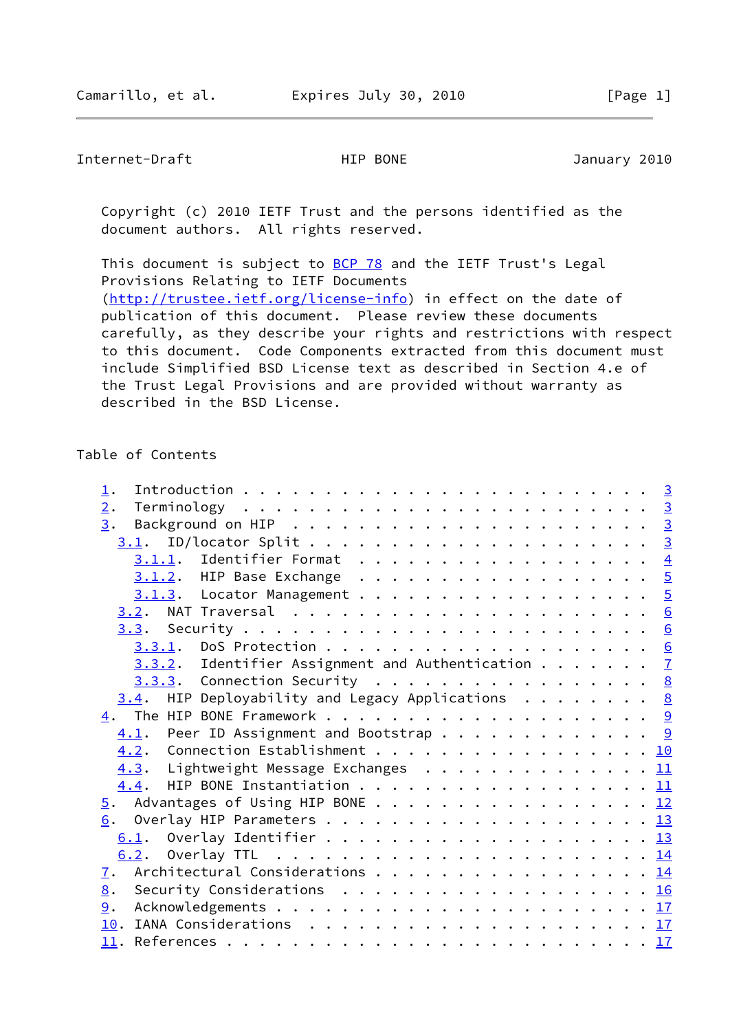Copyright (c) 2010 IETF Trust and the persons identified as the document authors. All rights reserved.

This document is subject to BCP 78 and the IETF Trust's Legal Provisions Relating to IETF Documents (http://trustee.ietf.org/license-info) in effect on the date of publication of this document. Please review these documents carefully, as they describe your rights and restrictions with respect to this document. Code Components extracted from this document must include Simplified BSD License text as described in Section 4.e of the Trust Legal Provisions and are provided without warranty as described in the BSD License.

## Table of Contents

- 1. Introduction . . . . . . . . . . . . . . . . . . . . . . . . 3
- 2. Terminology . . . . . . . . . . . . . . . . . . . . . . . . 3
- 3. Background on HIP . . . . . . . . . . . . . . . . . . . . . 3
  - 3.1. ID/locator Split . . . . . . . . . . . . . . . . . . . . 3
    - 3.1.1. Identifier Format . . . . . . . . . . . . . . . . . 4
    - 3.1.2. HIP Base Exchange . . . . . . . . . . . . . . . . . 5
    - 3.1.3. Locator Management . . . . . . . . . . . . . . . . 5
  - 3.2. NAT Traversal . . . . . . . . . . . . . . . . . . . . . 6
  - 3.3. Security . . . . . . . . . . . . . . . . . . . . . . . . 6
    - 3.3.1. DoS Protection . . . . . . . . . . . . . . . . . . 6
    - 3.3.2. Identifier Assignment and Authentication . . . . . . 7
    - 3.3.3. Connection Security . . . . . . . . . . . . . . . . 8
  - 3.4. HIP Deployability and Legacy Applications . . . . . . . 8
- 4. The HIP BONE Framework . . . . . . . . . . . . . . . . . . . 9
  - 4.1. Peer ID Assignment and Bootstrap . . . . . . . . . . . . 9
  - 4.2. Connection Establishment . . . . . . . . . . . . . . . . 10
  - 4.3. Lightweight Message Exchanges . . . . . . . . . . . . . . 11
  - 4.4. HIP BONE Instantiation . . . . . . . . . . . . . . . . . 11
- 5. Advantages of Using HIP BONE . . . . . . . . . . . . . . . . 12
- 6. Overlay HIP Parameters . . . . . . . . . . . . . . . . . . . 13
  - 6.1. Overlay Identifier . . . . . . . . . . . . . . . . . . . 13
  - 6.2. Overlay TTL . . . . . . . . . . . . . . . . . . . . . . . 14
- 7. Architectural Considerations . . . . . . . . . . . . . . . . 14
- 8. Security Considerations . . . . . . . . . . . . . . . . . . 16
- 9. Acknowledgements . . . . . . . . . . . . . . . . . . . . . . 17
- 10. IANA Considerations . . . . . . . . . . . . . . . . . . . . 17
- 11. References . . . . . . . . . . . . . . . . . . . . . . . . . 17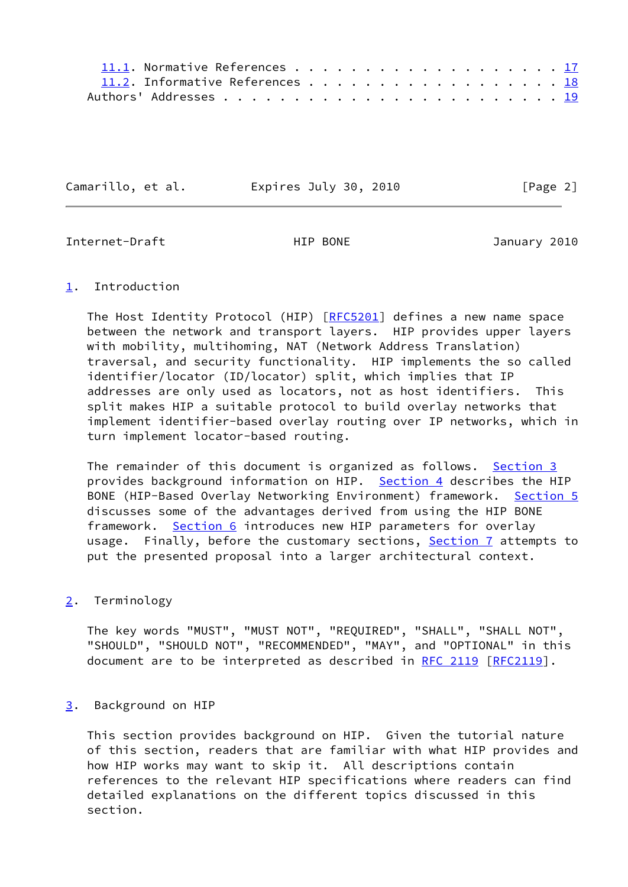11.1. Normative References . . . . . . . . . . . . . . . . . . . . 17
11.2. Informative References . . . . . . . . . . . . . . . . . . . 18
Authors' Addresses . . . . . . . . . . . . . . . . . . . . . . . . 19

## 1. Introduction

The Host Identity Protocol (HIP) [RFC5201] defines a new name space between the network and transport layers. HIP provides upper layers with mobility, multihoming, NAT (Network Address Translation) traversal, and security functionality. HIP implements the so called identifier/locator (ID/locator) split, which implies that IP addresses are only used as locators, not as host identifiers. This split makes HIP a suitable protocol to build overlay networks that implement identifier-based overlay routing over IP networks, which in turn implement locator-based routing.

The remainder of this document is organized as follows. Section 3 provides background information on HIP. Section 4 describes the HIP BONE (HIP-Based Overlay Networking Environment) framework. Section 5 discusses some of the advantages derived from using the HIP BONE framework. Section 6 introduces new HIP parameters for overlay usage. Finally, before the customary sections, Section 7 attempts to put the presented proposal into a larger architectural context.

## 2. Terminology

The key words "MUST", "MUST NOT", "REQUIRED", "SHALL", "SHALL NOT", "SHOULD", "SHOULD NOT", "RECOMMENDED", "MAY", and "OPTIONAL" in this document are to be interpreted as described in RFC 2119 [RFC2119].

## 3. Background on HIP

This section provides background on HIP. Given the tutorial nature of this section, readers that are familiar with what HIP provides and how HIP works may want to skip it. All descriptions contain references to the relevant HIP specifications where readers can find detailed explanations on the different topics discussed in this section.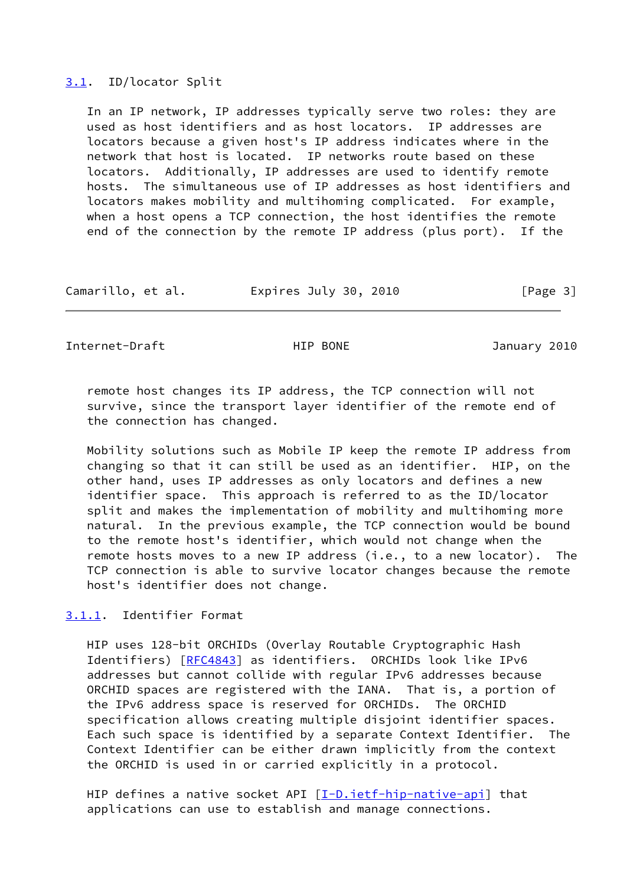## 3.1. ID/locator Split

In an IP network, IP addresses typically serve two roles: they are used as host identifiers and as host locators. IP addresses are locators because a given host's IP address indicates where in the network that host is located. IP networks route based on these locators. Additionally, IP addresses are used to identify remote hosts. The simultaneous use of IP addresses as host identifiers and locators makes mobility and multihoming complicated. For example, when a host opens a TCP connection, the host identifies the remote end of the connection by the remote IP address (plus port). If the remote host changes its IP address, the TCP connection will not survive, since the transport layer identifier of the remote end of the connection has changed.

Mobility solutions such as Mobile IP keep the remote IP address from changing so that it can still be used as an identifier. HIP, on the other hand, uses IP addresses as only locators and defines a new identifier space. This approach is referred to as the ID/locator split and makes the implementation of mobility and multihoming more natural. In the previous example, the TCP connection would be bound to the remote host's identifier, which would not change when the remote hosts moves to a new IP address (i.e., to a new locator). The TCP connection is able to survive locator changes because the remote host's identifier does not change.

### 3.1.1. Identifier Format

HIP uses 128-bit ORCHIDs (Overlay Routable Cryptographic Hash Identifiers) [RFC4843] as identifiers. ORCHIDs look like IPv6 addresses but cannot collide with regular IPv6 addresses because ORCHID spaces are registered with the IANA. That is, a portion of the IPv6 address space is reserved for ORCHIDs. The ORCHID specification allows creating multiple disjoint identifier spaces. Each such space is identified by a separate Context Identifier. The Context Identifier can be either drawn implicitly from the context the ORCHID is used in or carried explicitly in a protocol.

HIP defines a native socket API [I-D.ietf-hip-native-api] that applications can use to establish and manage connections.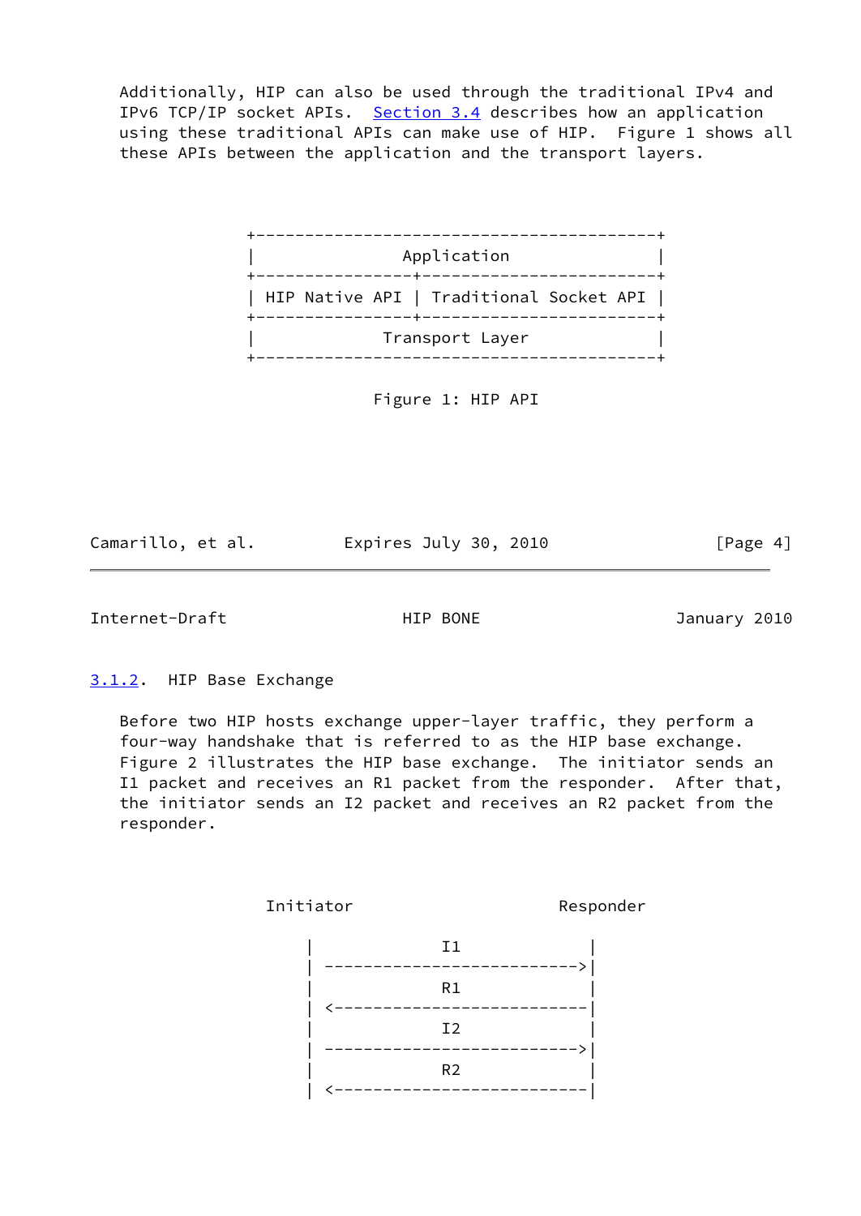Additionally, HIP can also be used through the traditional IPv4 and IPv6 TCP/IP socket APIs. Section 3.4 describes how an application using these traditional APIs can make use of HIP. Figure 1 shows all these APIs between the application and the transport layers.

```
+-----------------------------------------+
|                Application              |
+----------------+------------------------+
| HIP Native API | Traditional Socket API |
+----------------+------------------------+
|             Transport Layer             |
+-----------------------------------------+
```

Figure 1: HIP API

### 3.1.2. HIP Base Exchange

Before two HIP hosts exchange upper-layer traffic, they perform a four-way handshake that is referred to as the HIP base exchange. Figure 2 illustrates the HIP base exchange. The initiator sends an I1 packet and receives an R1 packet from the responder. After that, the initiator sends an I2 packet and receives an R2 packet from the responder.

```
     Initiator                   Responder

        |              I1            |
        | -------------------------->|
        |              R1            |
        | <--------------------------|
        |              I2            |
        | -------------------------->|
        |              R2            |
        | <--------------------------|
```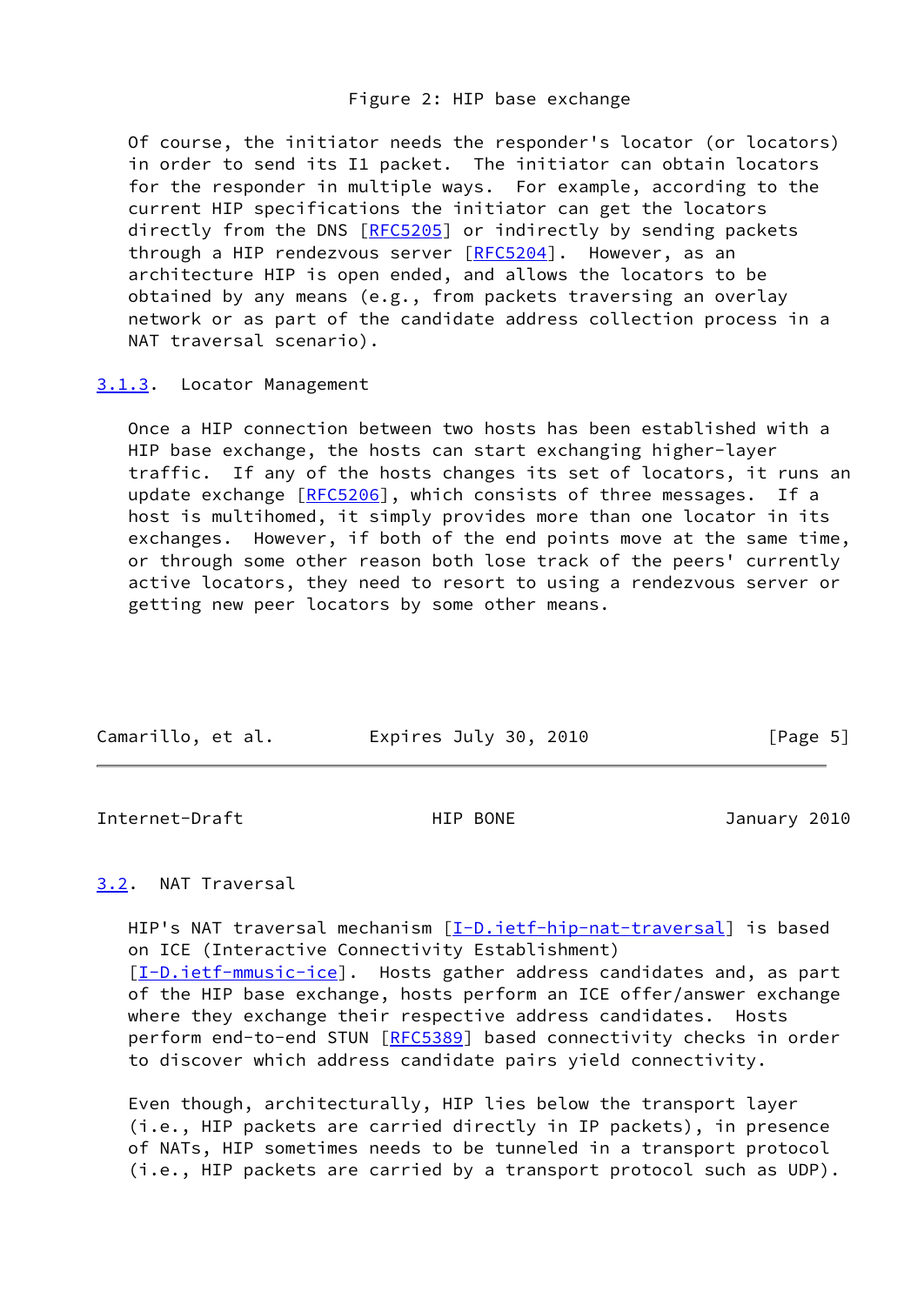Figure 2: HIP base exchange

Of course, the initiator needs the responder's locator (or locators) in order to send its I1 packet. The initiator can obtain locators for the responder in multiple ways. For example, according to the current HIP specifications the initiator can get the locators directly from the DNS [RFC5205] or indirectly by sending packets through a HIP rendezvous server [RFC5204]. However, as an architecture HIP is open ended, and allows the locators to be obtained by any means (e.g., from packets traversing an overlay network or as part of the candidate address collection process in a NAT traversal scenario).

### 3.1.3. Locator Management

Once a HIP connection between two hosts has been established with a HIP base exchange, the hosts can start exchanging higher-layer traffic. If any of the hosts changes its set of locators, it runs an update exchange [RFC5206], which consists of three messages. If a host is multihomed, it simply provides more than one locator in its exchanges. However, if both of the end points move at the same time, or through some other reason both lose track of the peers' currently active locators, they need to resort to using a rendezvous server or getting new peer locators by some other means.

## 3.2. NAT Traversal

HIP's NAT traversal mechanism [I-D.ietf-hip-nat-traversal] is based on ICE (Interactive Connectivity Establishment) [I-D.ietf-mmusic-ice]. Hosts gather address candidates and, as part of the HIP base exchange, hosts perform an ICE offer/answer exchange where they exchange their respective address candidates. Hosts perform end-to-end STUN [RFC5389] based connectivity checks in order to discover which address candidate pairs yield connectivity.

Even though, architecturally, HIP lies below the transport layer (i.e., HIP packets are carried directly in IP packets), in presence of NATs, HIP sometimes needs to be tuneled in a transport protocol (i.e., HIP packets are carried by a transport protocol such as UDP).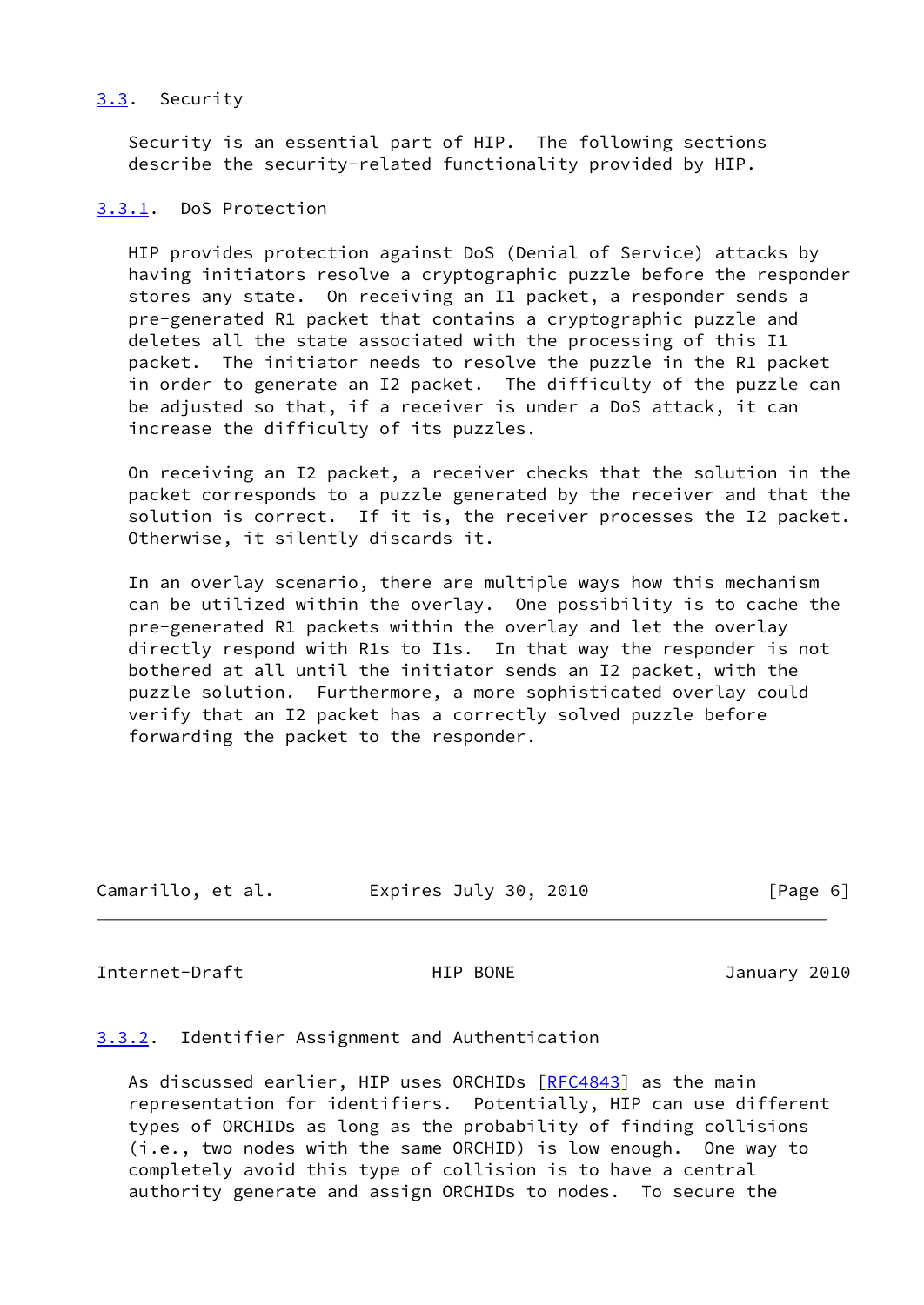### 3.3. Security

Security is an essential part of HIP. The following sections describe the security-related functionality provided by HIP.

#### 3.3.1. DoS Protection

HIP provides protection against DoS (Denial of Service) attacks by having initiators resolve a cryptographic puzzle before the responder stores any state. On receiving an I1 packet, a responder sends a pre-generated R1 packet that contains a cryptographic puzzle and deletes all the state associated with the processing of this I1 packet. The initiator needs to resolve the puzzle in the R1 packet in order to generate an I2 packet. The difficulty of the puzzle can be adjusted so that, if a receiver is under a DoS attack, it can increase the difficulty of its puzzles.

On receiving an I2 packet, a receiver checks that the solution in the packet corresponds to a puzzle generated by the receiver and that the solution is correct. If it is, the receiver processes the I2 packet. Otherwise, it silently discards it.

In an overlay scenario, there are multiple ways how this mechanism can be utilized within the overlay. One possibility is to cache the pre-generated R1 packets within the overlay and let the overlay directly respond with R1s to I1s. In that way the responder is not bothered at all until the initiator sends an I2 packet, with the puzzle solution. Furthermore, a more sophisticated overlay could verify that an I2 packet has a correctly solved puzzle before forwarding the packet to the responder.

#### 3.3.2. Identifier Assignment and Authentication

As discussed earlier, HIP uses ORCHIDs [RFC4843] as the main representation for identifiers. Potentially, HIP can use different types of ORCHIDs as long as the probability of finding collisions (i.e., two nodes with the same ORCHID) is low enough. One way to completely avoid this type of collision is to have a central authority generate and assign ORCHIDs to nodes. To secure the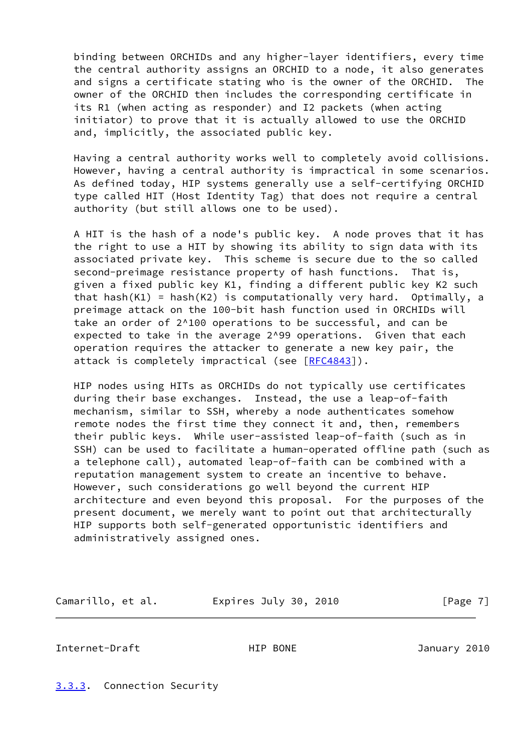binding between ORCHIDs and any higher-layer identifiers, every time the central authority assigns an ORCHID to a node, it also generates and signs a certificate stating who is the owner of the ORCHID. The owner of the ORCHID then includes the corresponding certificate in its R1 (when acting as responder) and I2 packets (when acting initiator) to prove that it is actually allowed to use the ORCHID and, implicitly, the associated public key.

Having a central authority works well to completely avoid collisions. However, having a central authority is impractical in some scenarios. As defined today, HIP systems generally use a self-certifying ORCHID type called HIT (Host Identity Tag) that does not require a central authority (but still allows one to be used).

A HIT is the hash of a node's public key. A node proves that it has the right to use a HIT by showing its ability to sign data with its associated private key. This scheme is secure due to the so called second-preimage resistance property of hash functions. That is, given a fixed public key K1, finding a different public key K2 such that hash(K1) = hash(K2) is computationally very hard. Optimally, a preimage attack on the 100-bit hash function used in ORCHIDs will take an order of $2^{100}$ operations to be successful, and can be expected to take in the average $2^{99}$ operations. Given that each operation requires the attacker to generate a new key pair, the attack is completely impractical (see [RFC4843]).

HIP nodes using HITs as ORCHIDs do not typically use certificates during their base exchanges. Instead, the use a leap-of-faith mechanism, similar to SSH, whereby a node authenticates somehow remote nodes the first time they connect it and, then, remembers their public keys. While user-assisted leap-of-faith (such as in SSH) can be used to facilitate a human-operated offline path (such as a telephone call), automated leap-of-faith can be combined with a reputation management system to create an incentive to behave. However, such considerations go well beyond the current HIP architecture and even beyond this proposal. For the purposes of the present document, we merely want to point out that architecturally HIP supports both self-generated opportunistic identifiers and administratively assigned ones.

#### 3.3.3. Connection Security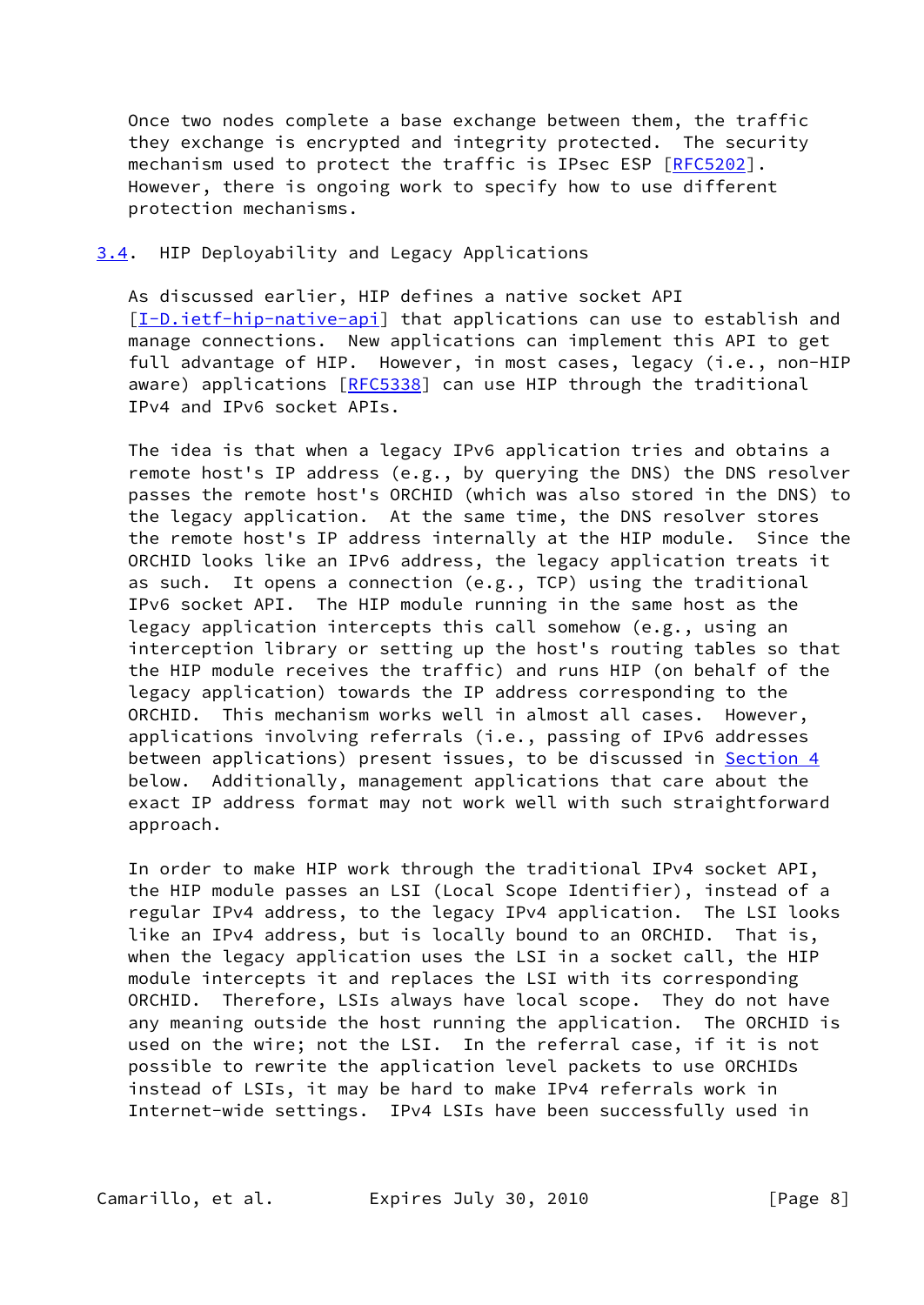Once two nodes complete a base exchange between them, the traffic they exchange is encrypted and integrity protected. The security mechanism used to protect the traffic is IPsec ESP [RFC5202]. However, there is ongoing work to specify how to use different protection mechanisms.

### 3.4. HIP Deployability and Legacy Applications

As discussed earlier, HIP defines a native socket API [I-D.ietf-hip-native-api] that applications can use to establish and manage connections. New applications can implement this API to get full advantage of HIP. However, in most cases, legacy (i.e., non-HIP aware) applications [RFC5338] can use HIP through the traditional IPv4 and IPv6 socket APIs.

The idea is that when a legacy IPv6 application tries and obtains a remote host's IP address (e.g., by querying the DNS) the DNS resolver passes the remote host's ORCHID (which was also stored in the DNS) to the legacy application. At the same time, the DNS resolver stores the remote host's IP address internally at the HIP module. Since the ORCHID looks like an IPv6 address, the legacy application treats it as such. It opens a connection (e.g., TCP) using the traditional IPv6 socket API. The HIP module running in the same host as the legacy application intercepts this call somehow (e.g., using an interception library or setting up the host's routing tables so that the HIP module receives the traffic) and runs HIP (on behalf of the legacy application) towards the IP address corresponding to the ORCHID. This mechanism works well in almost all cases. However, applications involving referrals (i.e., passing of IPv6 addresses between applications) present issues, to be discussed in Section 4 below. Additionally, management applications that care about the exact IP address format may not work well with such straightforward approach.

In order to make HIP work through the traditional IPv4 socket API, the HIP module passes an LSI (Local Scope Identifier), instead of a regular IPv4 address, to the legacy IPv4 application. The LSI looks like an IPv4 address, but is locally bound to an ORCHID. That is, when the legacy application uses the LSI in a socket call, the HIP module intercepts it and replaces the LSI with its corresponding ORCHID. Therefore, LSIs always have local scope. They do not have any meaning outside the host running the application. The ORCHID is used on the wire; not the LSI. In the referral case, if it is not possible to rewrite the application level packets to use ORCHIDs instead of LSIs, it may be hard to make IPv4 referrals work in Internet-wide settings. IPv4 LSIs have been successfully used in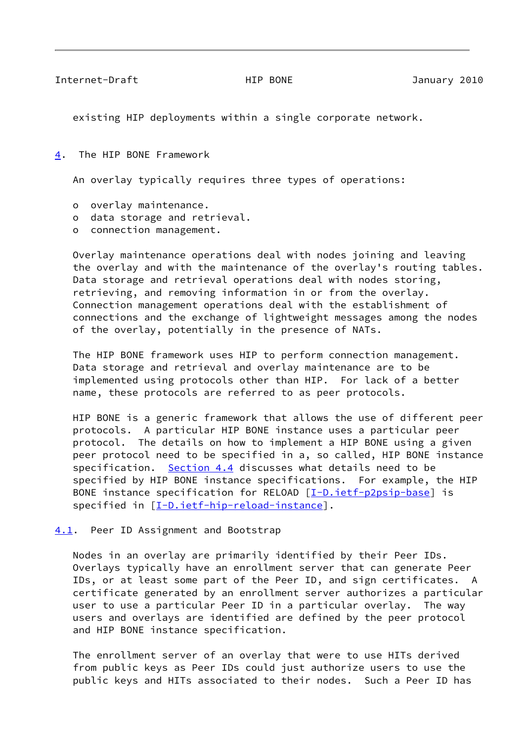existing HIP deployments within a single corporate network.

## 4. The HIP BONE Framework

An overlay typically requires three types of operations:

- overlay maintenance.
- data storage and retrieval.
- connection management.

Overlay maintenance operations deal with nodes joining and leaving the overlay and with the maintenance of the overlay's routing tables. Data storage and retrieval operations deal with nodes storing, retrieving, and removing information in or from the overlay. Connection management operations deal with the establishment of connections and the exchange of lightweight messages among the nodes of the overlay, potentially in the presence of NATs.

The HIP BONE framework uses HIP to perform connection management. Data storage and retrieval and overlay maintenance are to be implemented using protocols other than HIP. For lack of a better name, these protocols are referred to as peer protocols.

HIP BONE is a generic framework that allows the use of different peer protocols. A particular HIP BONE instance uses a particular peer protocol. The details on how to implement a HIP BONE using a given peer protocol need to be specified in a, so called, HIP BONE instance specification. Section 4.4 discusses what details need to be specified by HIP BONE instance specifications. For example, the HIP BONE instance specification for RELOAD [I-D.ietf-p2psip-base] is specified in [I-D.ietf-hip-reload-instance].

### 4.1. Peer ID Assignment and Bootstrap

Nodes in an overlay are primarily identified by their Peer IDs. Overlays typically have an enrollment server that can generate Peer IDs, or at least some part of the Peer ID, and sign certificates. A certificate generated by an enrollment server authorizes a particular user to use a particular Peer ID in a particular overlay. The way users and overlays are identified are defined by the peer protocol and HIP BONE instance specification.

The enrollment server of an overlay that were to use HITs derived from public keys as Peer IDs could just authorize users to use the public keys and HITs associated to their nodes. Such a Peer ID has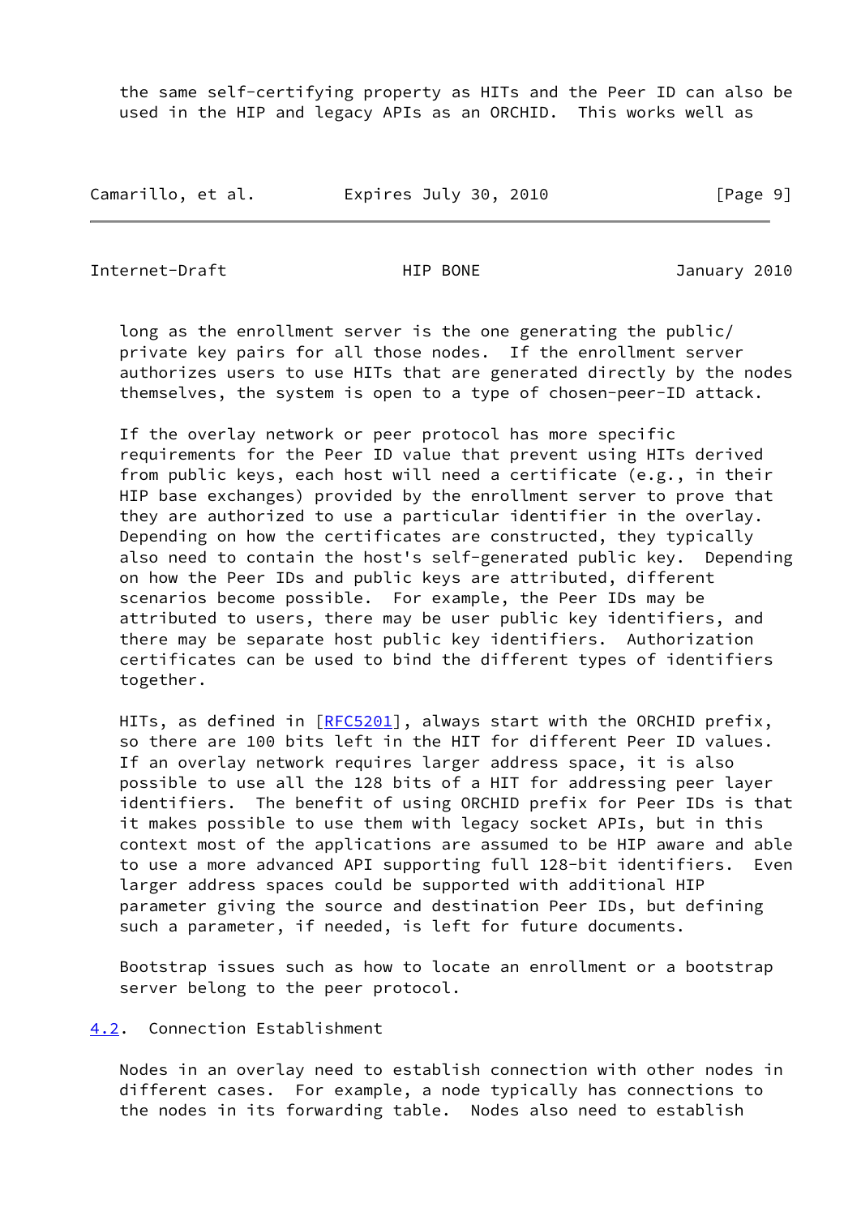the same self-certifying property as HITs and the Peer ID can also be used in the HIP and legacy APIs as an ORCHID. This works well as long as the enrollment server is the one generating the public/private key pairs for all those nodes. If the enrollment server authorizes users to use HITs that are generated directly by the nodes themselves, the system is open to a type of chosen-peer-ID attack.

If the overlay network or peer protocol has more specific requirements for the Peer ID value that prevent using HITs derived from public keys, each host will need a certificate (e.g., in their HIP base exchanges) provided by the enrollment server to prove that they are authorized to use a particular identifier in the overlay. Depending on how the certificates are constructed, they typically also need to contain the host's self-generated public key. Depending on how the Peer IDs and public keys are attributed, different scenarios become possible. For example, the Peer IDs may be attributed to users, there may be user public key identifiers, and there may be separate host public key identifiers. Authorization certificates can be used to bind the different types of identifiers together.

HITs, as defined in [RFC5201], always start with the ORCHID prefix, so there are 100 bits left in the HIT for different Peer ID values. If an overlay network requires larger address space, it is also possible to use all the 128 bits of a HIT for addressing peer layer identifiers. The benefit of using ORCHID prefix for Peer IDs is that it makes possible to use them with legacy socket APIs, but in this context most of the applications are assumed to be HIP aware and able to use a more advanced API supporting full 128-bit identifiers. Even larger address spaces could be supported with additional HIP parameter giving the source and destination Peer IDs, but defining such a parameter, if needed, is left for future documents.

Bootstrap issues such as how to locate an enrollment or a bootstrap server belong to the peer protocol.

## 4.2. Connection Establishment

Nodes in an overlay need to establish connection with other nodes in different cases. For example, a node typically has connections to the nodes in its forwarding table. Nodes also need to establish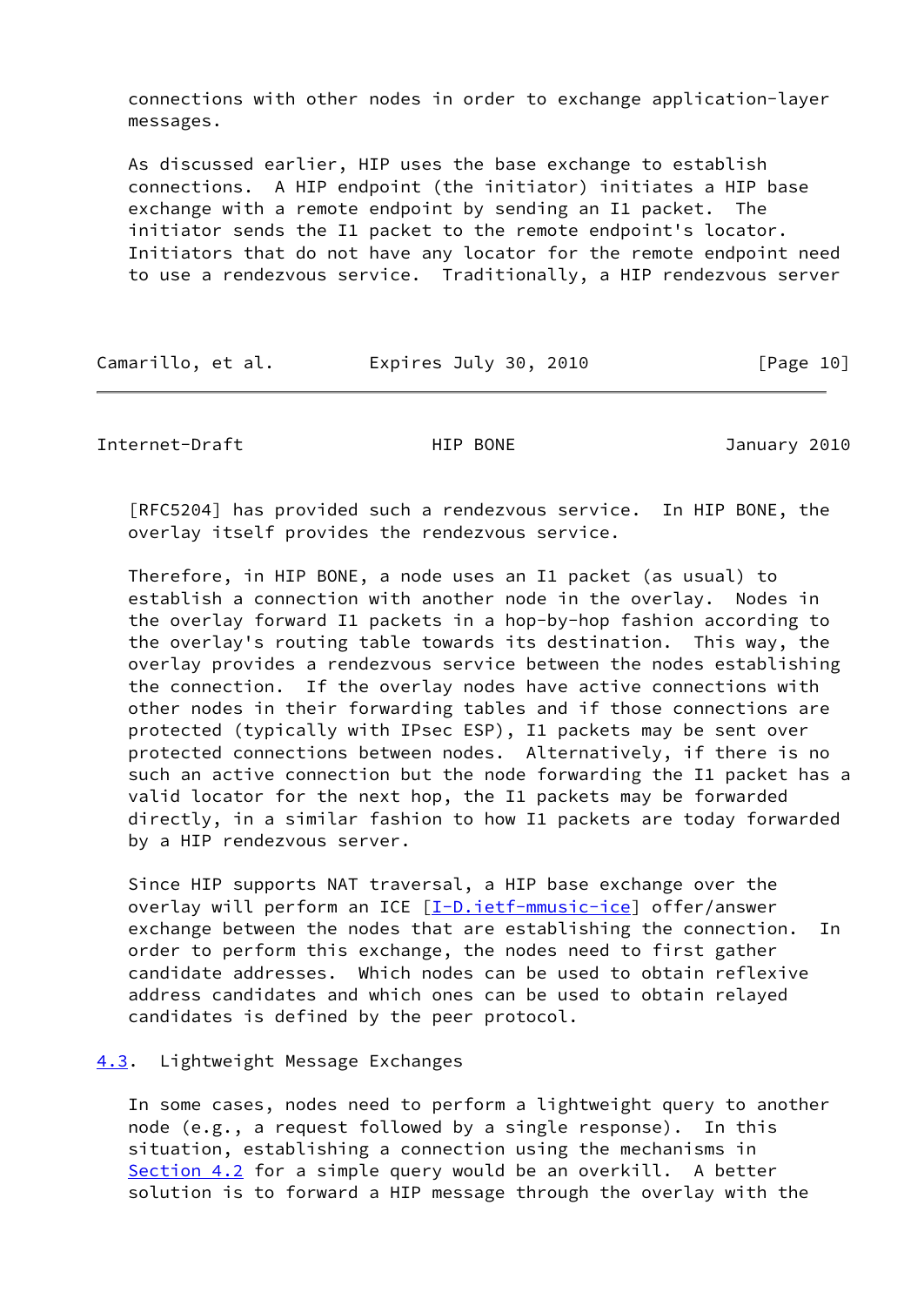connections with other nodes in order to exchange application-layer messages.

As discussed earlier, HIP uses the base exchange to establish connections. A HIP endpoint (the initiator) initiates a HIP base exchange with a remote endpoint by sending an I1 packet. The initiator sends the I1 packet to the remote endpoint's locator. Initiators that do not have any locator for the remote endpoint need to use a rendezvous service. Traditionally, a HIP rendezvous server [RFC5204] has provided such a rendezvous service. In HIP BONE, the overlay itself provides the rendezvous service.

Therefore, in HIP BONE, a node uses an I1 packet (as usual) to establish a connection with another node in the overlay. Nodes in the overlay forward I1 packets in a hop-by-hop fashion according to the overlay's routing table towards its destination. This way, the overlay provides a rendezvous service between the nodes establishing the connection. If the overlay nodes have active connections with other nodes in their forwarding tables and if those connections are protected (typically with IPsec ESP), I1 packets may be sent over protected connections between nodes. Alternatively, if there is no such an active connection but the node forwarding the I1 packet has a valid locator for the next hop, the I1 packets may be forwarded directly, in a similar fashion to how I1 packets are today forwarded by a HIP rendezvous server.

Since HIP supports NAT traversal, a HIP base exchange over the overlay will perform an ICE [I-D.ietf-mmusic-ice] offer/answer exchange between the nodes that are establishing the connection. In order to perform this exchange, the nodes need to first gather candidate addresses. Which nodes can be used to obtain reflexive address candidates and which ones can be used to obtain relayed candidates is defined by the peer protocol.

### 4.3. Lightweight Message Exchanges

In some cases, nodes need to perform a lightweight query to another node (e.g., a request followed by a single response). In this situation, establishing a connection using the mechanisms in Section 4.2 for a simple query would be an overkill. A better solution is to forward a HIP message through the overlay with the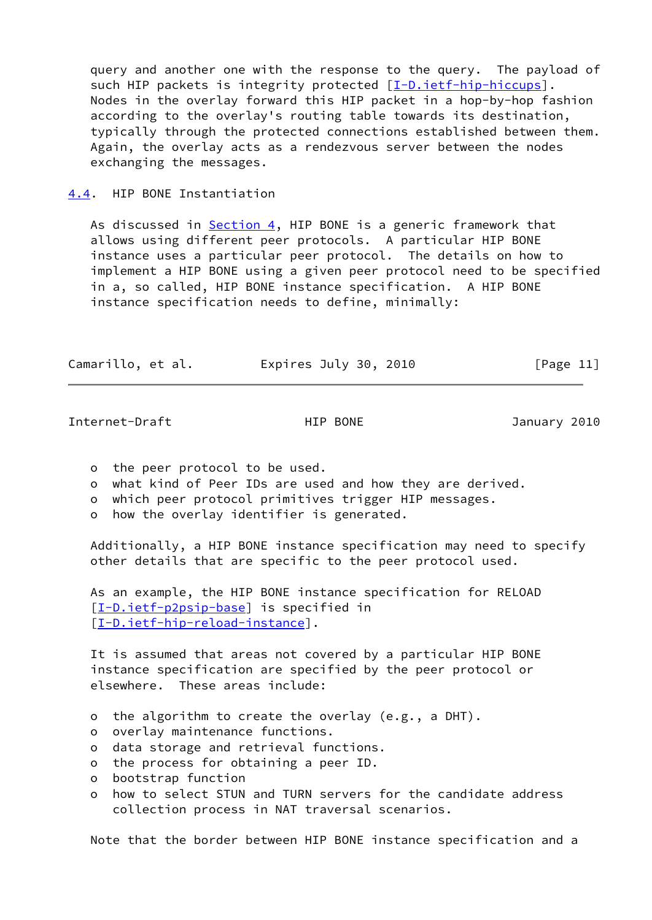query and another one with the response to the query. The payload of such HIP packets is integrity protected [I-D.ietf-hip-hiccups]. Nodes in the overlay forward this HIP packet in a hop-by-hop fashion according to the overlay's routing table towards its destination, typically through the protected connections established between them. Again, the overlay acts as a rendezvous server between the nodes exchanging the messages.

### 4.4. HIP BONE Instantiation

As discussed in Section 4, HIP BONE is a generic framework that allows using different peer protocols. A particular HIP BONE instance uses a particular peer protocol. The details on how to implement a HIP BONE using a given peer protocol need to be specified in a, so called, HIP BONE instance specification. A HIP BONE instance specification needs to define, minimally:

- the peer protocol to be used.
- what kind of Peer IDs are used and how they are derived.
- which peer protocol primitives trigger HIP messages.
- how the overlay identifier is generated.

Additionally, a HIP BONE instance specification may need to specify other details that are specific to the peer protocol used.

As an example, the HIP BONE instance specification for RELOAD [I-D.ietf-p2psip-base] is specified in [I-D.ietf-hip-reload-instance].

It is assumed that areas not covered by a particular HIP BONE instance specification are specified by the peer protocol or elsewhere. These areas include:

- the algorithm to create the overlay (e.g., a DHT).
- overlay maintenance functions.
- data storage and retrieval functions.
- the process for obtaining a peer ID.
- bootstrap function
- how to select STUN and TURN servers for the candidate address collection process in NAT traversal scenarios.

Note that the border between HIP BONE instance specification and a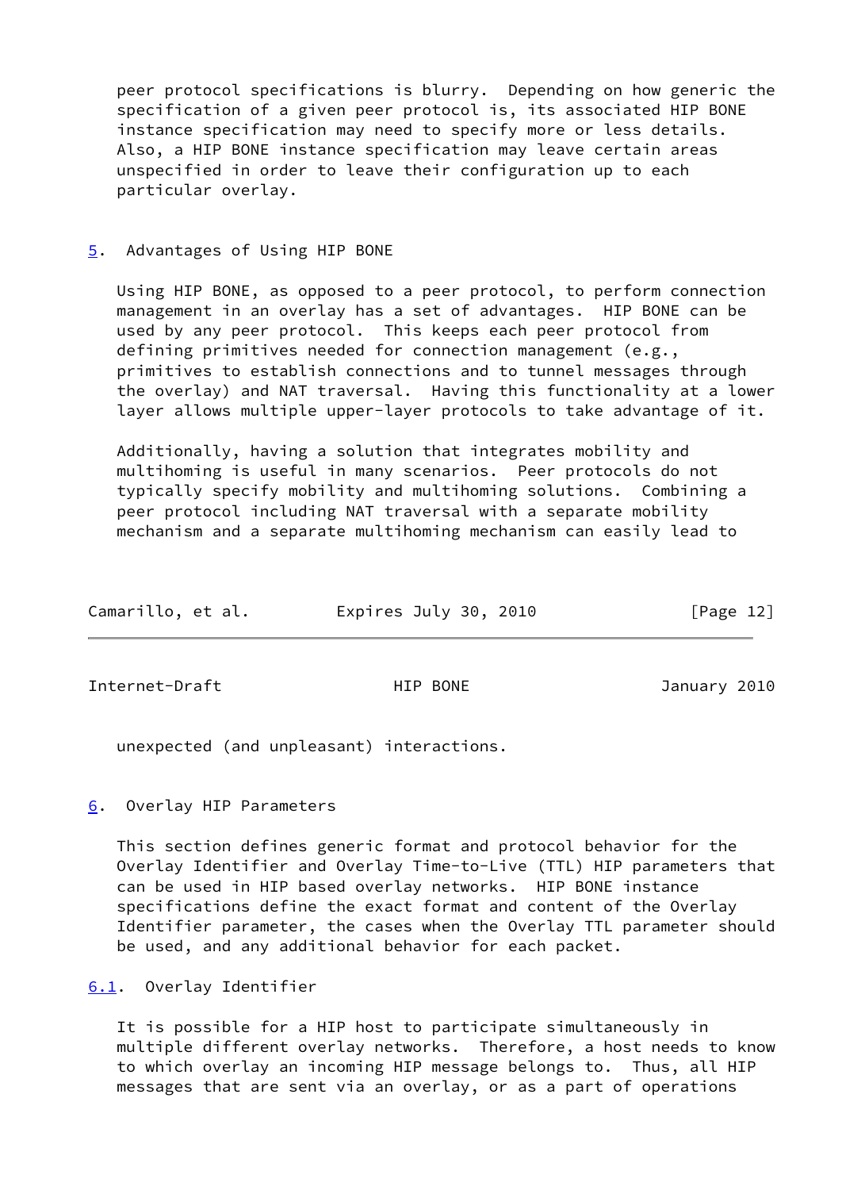peer protocol specifications is blurry. Depending on how generic the specification of a given peer protocol is, its associated HIP BONE instance specification may need to specify more or less details. Also, a HIP BONE instance specification may leave certain areas unspecified in order to leave their configuration up to each particular overlay.

## 5. Advantages of Using HIP BONE

Using HIP BONE, as opposed to a peer protocol, to perform connection management in an overlay has a set of advantages. HIP BONE can be used by any peer protocol. This keeps each peer protocol from defining primitives needed for connection management (e.g., primitives to establish connections and to tunnel messages through the overlay) and NAT traversal. Having this functionality at a lower layer allows multiple upper-layer protocols to take advantage of it.

Additionally, having a solution that integrates mobility and multihoming is useful in many scenarios. Peer protocols do not typically specify mobility and multihoming solutions. Combining a peer protocol including NAT traversal with a separate mobility mechanism and a separate multihoming mechanism can easily lead to unexpected (and unpleasant) interactions.

## 6. Overlay HIP Parameters

This section defines generic format and protocol behavior for the Overlay Identifier and Overlay Time-to-Live (TTL) HIP parameters that can be used in HIP based overlay networks. HIP BONE instance specifications define the exact format and content of the Overlay Identifier parameter, the cases when the Overlay TTL parameter should be used, and any additional behavior for each packet.

### 6.1. Overlay Identifier

It is possible for a HIP host to participate simultaneously in multiple different overlay networks. Therefore, a host needs to know to which overlay an incoming HIP message belongs to. Thus, all HIP messages that are sent via an overlay, or as a part of operations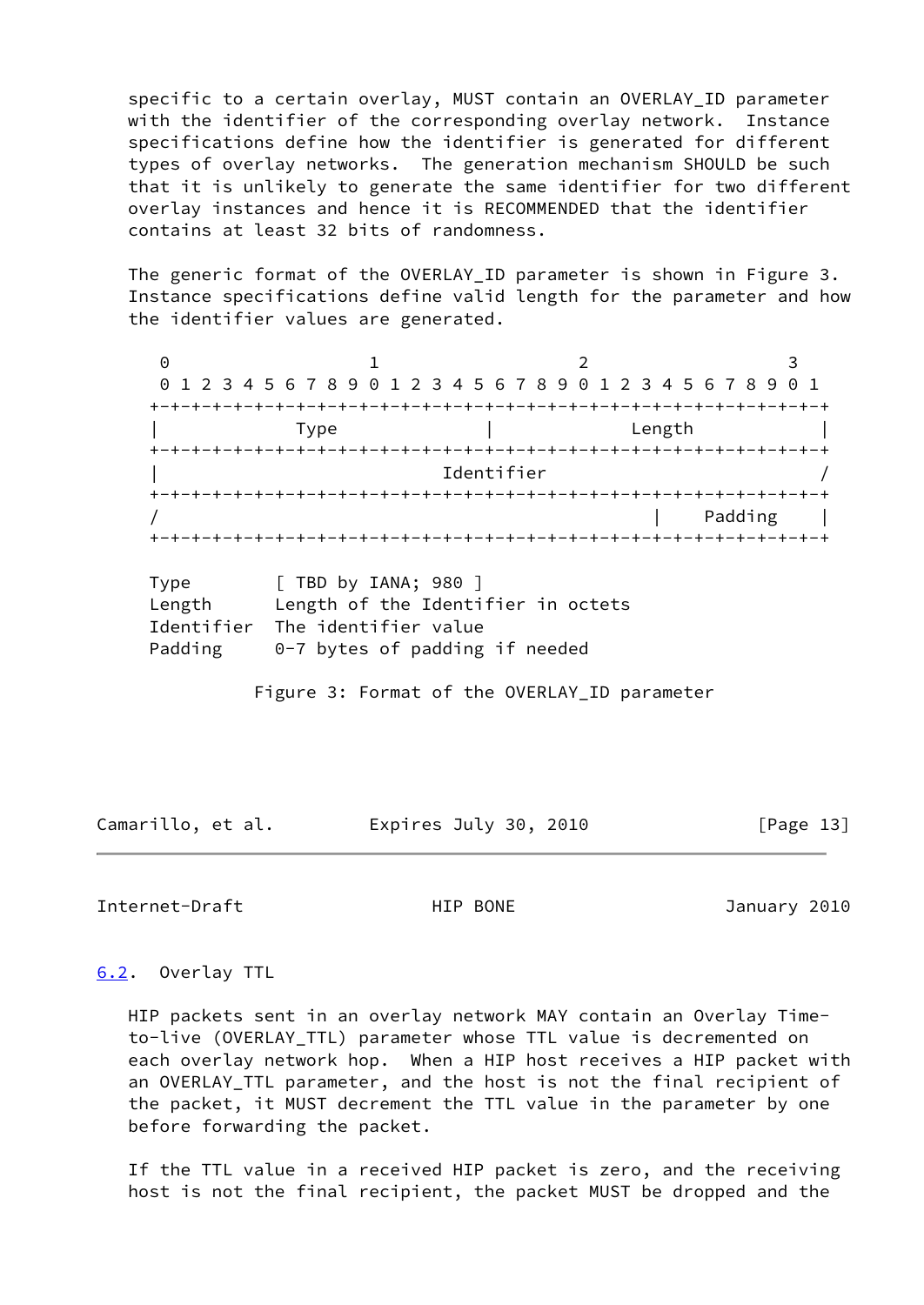specific to a certain overlay, MUST contain an OVERLAY_ID parameter with the identifier of the corresponding overlay network. Instance specifications define how the identifier is generated for different types of overlay networks. The generation mechanism SHOULD be such that it is unlikely to generate the same identifier for two different overlay instances and hence it is RECOMMENDED that the identifier contains at least 32 bits of randomness.

The generic format of the OVERLAY_ID parameter is shown in Figure 3. Instance specifications define valid length for the parameter and how the identifier values are generated.

```
 0                   1                   2                   3
 0 1 2 3 4 5 6 7 8 9 0 1 2 3 4 5 6 7 8 9 0 1 2 3 4 5 6 7 8 9 0 1
+-+-+-+-+-+-+-+-+-+-+-+-+-+-+-+-+-+-+-+-+-+-+-+-+-+-+-+-+-+-+-+-+
|             Type              |             Length            |
+-+-+-+-+-+-+-+-+-+-+-+-+-+-+-+-+-+-+-+-+-+-+-+-+-+-+-+-+-+-+-+-+
|                           Identifier                          /
+-+-+-+-+-+-+-+-+-+-+-+-+-+-+-+-+-+-+-+-+-+-+-+-+-+-+-+-+-+-+-+-+
/                                               |    Padding    |
+-+-+-+-+-+-+-+-+-+-+-+-+-+-+-+-+-+-+-+-+-+-+-+-+-+-+-+-+-+-+-+-+

Type        [ TBD by IANA; 980 ]
Length      Length of the Identifier in octets
Identifier  The identifier value
Padding     0-7 bytes of padding if needed
```

Figure 3: Format of the OVERLAY_ID parameter

## 6.2. Overlay TTL

HIP packets sent in an overlay network MAY contain an Overlay Time-to-live (OVERLAY_TTL) parameter whose TTL value is decremented on each overlay network hop. When a HIP host receives a HIP packet with an OVERLAY_TTL parameter, and the host is not the final recipient of the packet, it MUST decrement the TTL value in the parameter by one before forwarding the packet.

If the TTL value in a received HIP packet is zero, and the receiving host is not the final recipient, the packet MUST be dropped and the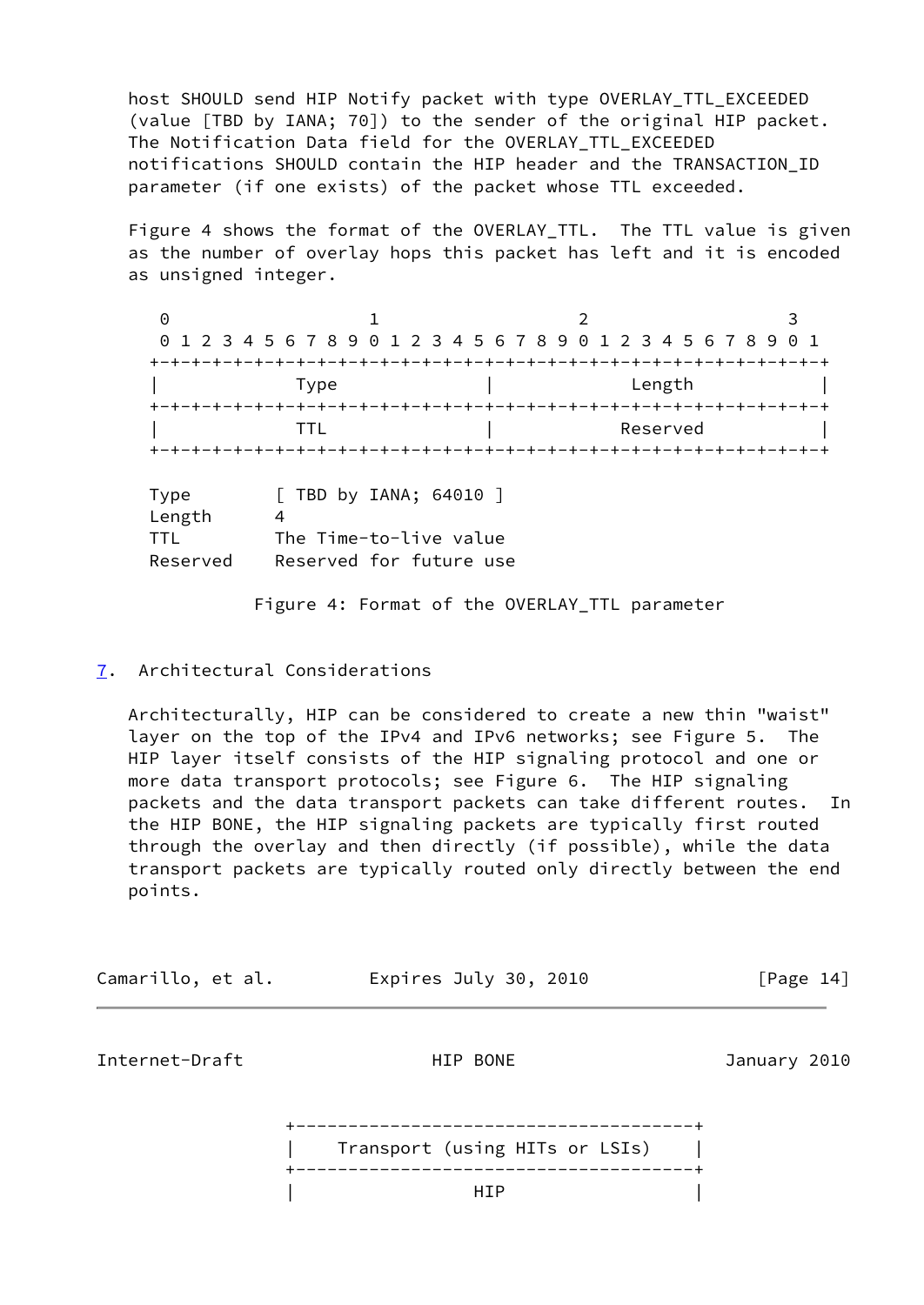host SHOULD send HIP Notify packet with type OVERLAY_TTL_EXCEEDED (value [TBD by IANA; 70]) to the sender of the original HIP packet. The Notification Data field for the OVERLAY_TTL_EXCEEDED notifications SHOULD contain the HIP header and the TRANSACTION_ID parameter (if one exists) of the packet whose TTL exceeded.

Figure 4 shows the format of the OVERLAY_TTL. The TTL value is given as the number of overlay hops this packet has left and it is encoded as unsigned integer.

```
 0                   1                   2                   3
 0 1 2 3 4 5 6 7 8 9 0 1 2 3 4 5 6 7 8 9 0 1 2 3 4 5 6 7 8 9 0 1
+-+-+-+-+-+-+-+-+-+-+-+-+-+-+-+-+-+-+-+-+-+-+-+-+-+-+-+-+-+-+-+-+
|             Type              |             Length            |
+-+-+-+-+-+-+-+-+-+-+-+-+-+-+-+-+-+-+-+-+-+-+-+-+-+-+-+-+-+-+-+-+
|             TTL               |            Reserved           |
+-+-+-+-+-+-+-+-+-+-+-+-+-+-+-+-+-+-+-+-+-+-+-+-+-+-+-+-+-+-+-+-+

Type        [ TBD by IANA; 64010 ]
Length      4
TTL         The Time-to-live value
Reserved    Reserved for future use
```

Figure 4: Format of the OVERLAY_TTL parameter

## 7. Architectural Considerations

Architecturally, HIP can be considered to create a new thin "waist" layer on the top of the IPv4 and IPv6 networks; see Figure 5. The HIP layer itself consists of the HIP signaling protocol and one or more data transport protocols; see Figure 6. The HIP signaling packets and the data transport packets can take different routes. In the HIP BONE, the HIP signaling packets are typically first routed through the overlay and then directly (if possible), while the data transport packets are typically routed only directly between the end points.

```
+--------------------------------------+
|    Transport (using HITs or LSIs)    |
+--------------------------------------+
|                 HIP                  |
```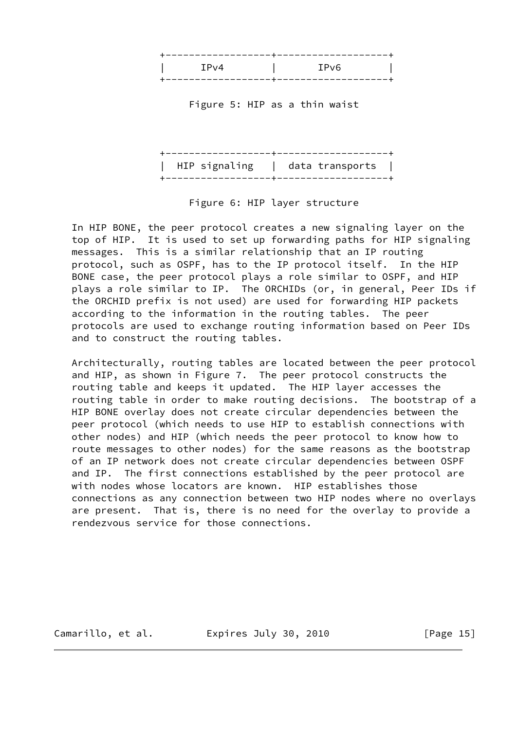```
+------------------+-------------------+
|      IPv4        |       IPv6        |
+------------------+-------------------+
```

Figure 5: HIP as a thin waist

```
+------------------+-------------------+
|  HIP signaling   |  data transports  |
+------------------+-------------------+
```

Figure 6: HIP layer structure

In HIP BONE, the peer protocol creates a new signaling layer on the top of HIP. It is used to set up forwarding paths for HIP signaling messages. This is a similar relationship that an IP routing protocol, such as OSPF, has to the IP protocol itself. In the HIP BONE case, the peer protocol plays a role similar to OSPF, and HIP plays a role similar to IP. The ORCHIDs (or, in general, Peer IDs if the ORCHID prefix is not used) are used for forwarding HIP packets according to the information in the routing tables. The peer protocols are used to exchange routing information based on Peer IDs and to construct the routing tables.

Architecturally, routing tables are located between the peer protocol and HIP, as shown in Figure 7. The peer protocol constructs the routing table and keeps it updated. The HIP layer accesses the routing table in order to make routing decisions. The bootstrap of a HIP BONE overlay does not create circular dependencies between the peer protocol (which needs to use HIP to establish connections with other nodes) and HIP (which needs the peer protocol to know how to route messages to other nodes) for the same reasons as the bootstrap of an IP network does not create circular dependencies between OSPF and IP. The first connections established by the peer protocol are with nodes whose locators are known. HIP establishes those connections as any connection between two HIP nodes where no overlays are present. That is, there is no need for the overlay to provide a rendezvous service for those connections.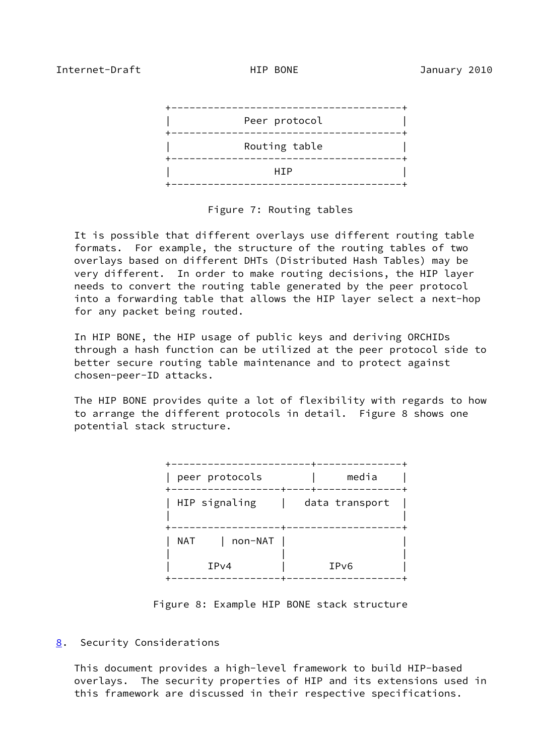```
+--------------------------------------+
|            Peer protocol             |
+--------------------------------------+
|            Routing table             |
+--------------------------------------+
|                 HIP                  |
+--------------------------------------+
```

Figure 7: Routing tables

It is possible that different overlays use different routing table formats. For example, the structure of the routing tables of two overlays based on different DHTs (Distributed Hash Tables) may be very different. In order to make routing decisions, the HIP layer needs to convert the routing table generated by the peer protocol into a forwarding table that allows the HIP layer select a next-hop for any packet being routed.

In HIP BONE, the HIP usage of public keys and deriving ORCHIDs through a hash function can be utilized at the peer protocol side to better secure routing table maintenance and to protect against chosen-peer-ID attacks.

The HIP BONE provides quite a lot of flexibility with regards to how to arrange the different protocols in detail. Figure 8 shows one potential stack structure.

```
+-----------------------+--------------+
| peer protocols        |     media    |
+------------------+----+--------------+
| HIP signaling    |   data transport  |
|                                      |
+------------------+-------------------+
| NAT    | non-NAT |                   |
|                  |                   |
|      IPv4        |       IPv6        |
+------------------+-------------------+
```

Figure 8: Example HIP BONE stack structure

## 8. Security Considerations

This document provides a high-level framework to build HIP-based overlays. The security properties of HIP and its extensions used in this framework are discussed in their respective specifications.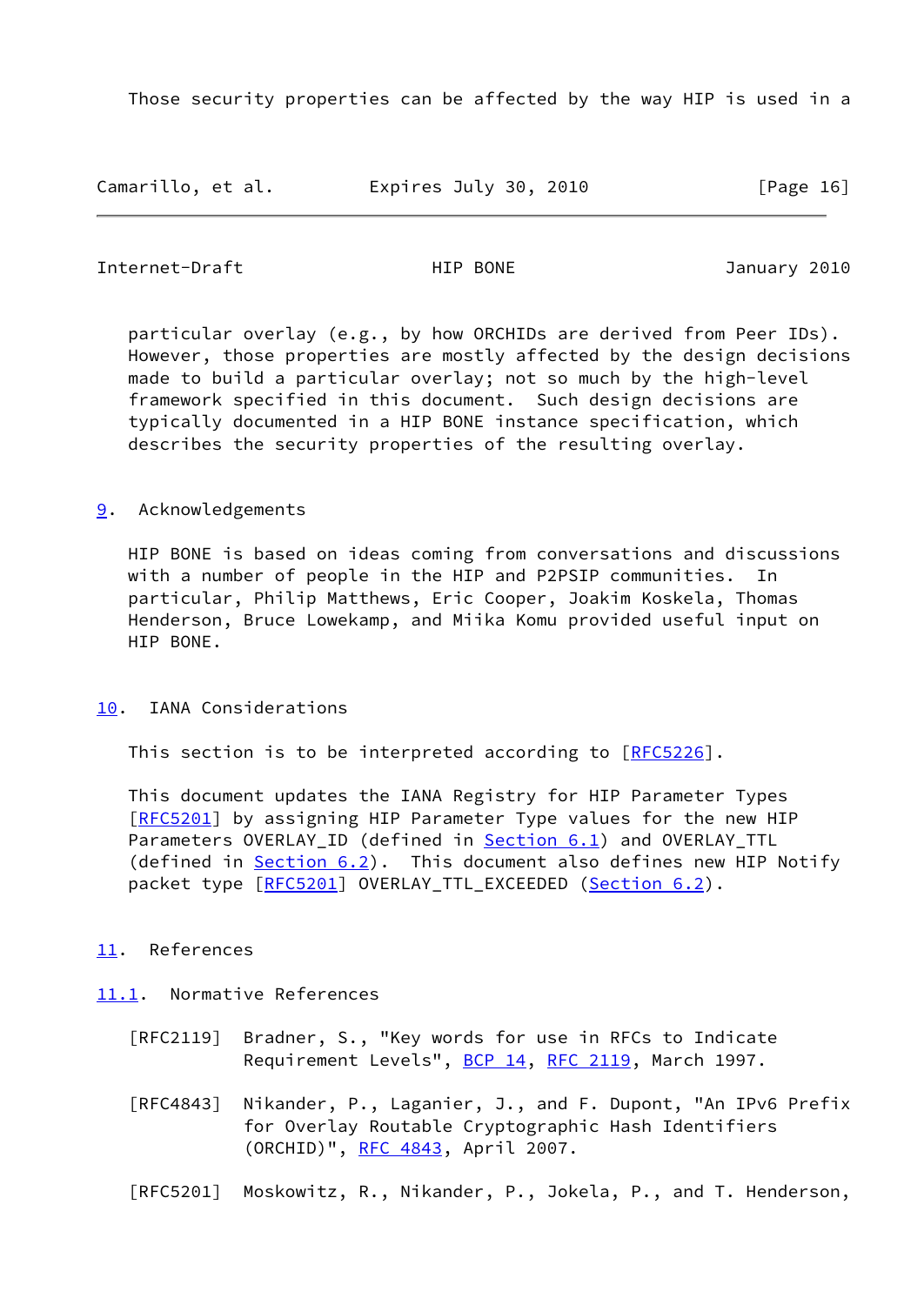Those security properties can be affected by the way HIP is used in a particular overlay (e.g., by how ORCHIDs are derived from Peer IDs). However, those properties are mostly affected by the design decisions made to build a particular overlay; not so much by the high-level framework specified in this document. Such design decisions are typically documented in a HIP BONE instance specification, which describes the security properties of the resulting overlay.

## 9. Acknowledgements

HIP BONE is based on ideas coming from conversations and discussions with a number of people in the HIP and P2PSIP communities. In particular, Philip Matthews, Eric Cooper, Joakim Koskela, Thomas Henderson, Bruce Lowekamp, and Miika Komu provided useful input on HIP BONE.

## 10. IANA Considerations

This section is to be interpreted according to [RFC5226].

This document updates the IANA Registry for HIP Parameter Types [RFC5201] by assigning HIP Parameter Type values for the new HIP Parameters OVERLAY_ID (defined in Section 6.1) and OVERLAY_TTL (defined in Section 6.2). This document also defines new HIP Notify packet type [RFC5201] OVERLAY_TTL_EXCEEDED (Section 6.2).

## 11. References

### 11.1. Normative References

[RFC2119] Bradner, S., "Key words for use in RFCs to Indicate Requirement Levels", BCP 14, RFC 2119, March 1997.

[RFC4843] Nikander, P., Laganier, J., and F. Dupont, "An IPv6 Prefix for Overlay Routable Cryptographic Hash Identifiers (ORCHID)", RFC 4843, April 2007.

[RFC5201] Moskowitz, R., Nikander, P., Jokela, P., and T. Henderson,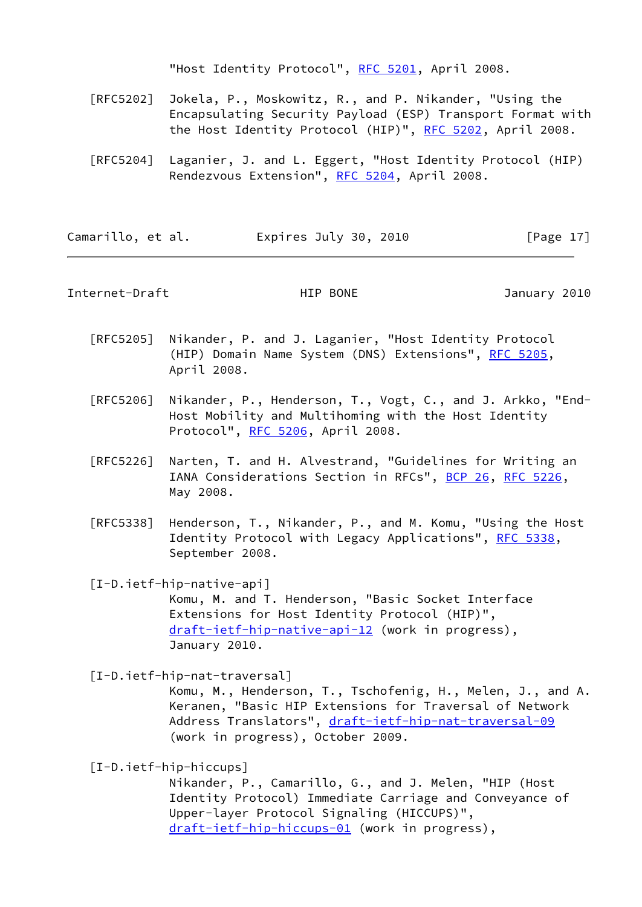"Host Identity Protocol", RFC 5201, April 2008.

[RFC5202] Jokela, P., Moskowitz, R., and P. Nikander, "Using the Encapsulating Security Payload (ESP) Transport Format with the Host Identity Protocol (HIP)", RFC 5202, April 2008.

[RFC5204] Laganier, J. and L. Eggert, "Host Identity Protocol (HIP) Rendezvous Extension", RFC 5204, April 2008.

[RFC5205] Nikander, P. and J. Laganier, "Host Identity Protocol (HIP) Domain Name System (DNS) Extensions", RFC 5205, April 2008.

[RFC5206] Nikander, P., Henderson, T., Vogt, C., and J. Arkko, "End-Host Mobility and Multihoming with the Host Identity Protocol", RFC 5206, April 2008.

[RFC5226] Narten, T. and H. Alvestrand, "Guidelines for Writing an IANA Considerations Section in RFCs", BCP 26, RFC 5226, May 2008.

[RFC5338] Henderson, T., Nikander, P., and M. Komu, "Using the Host Identity Protocol with Legacy Applications", RFC 5338, September 2008.

[I-D.ietf-hip-native-api]
Komu, M. and T. Henderson, "Basic Socket Interface Extensions for Host Identity Protocol (HIP)", draft-ietf-hip-native-api-12 (work in progress), January 2010.

[I-D.ietf-hip-nat-traversal]
Komu, M., Henderson, T., Tschofenig, H., Melen, J., and A. Keranen, "Basic HIP Extensions for Traversal of Network Address Translators", draft-ietf-hip-nat-traversal-09 (work in progress), October 2009.

[I-D.ietf-hip-hiccups]
Nikander, P., Camarillo, G., and J. Melen, "HIP (Host Identity Protocol) Immediate Carriage and Conveyance of Upper-layer Protocol Signaling (HICCUPS)", draft-ietf-hip-hiccups-01 (work in progress),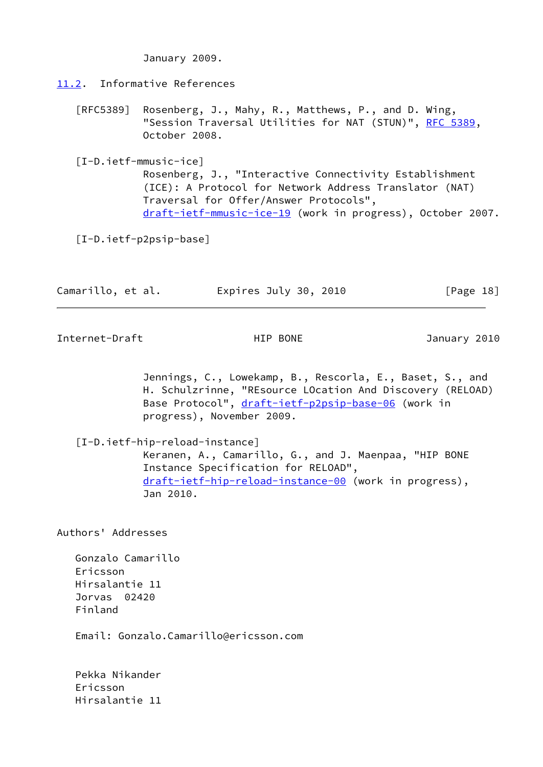January 2009.

## 11.2. Informative References

[RFC5389] Rosenberg, J., Mahy, R., Matthews, P., and D. Wing, "Session Traversal Utilities for NAT (STUN)", RFC 5389, October 2008.

[I-D.ietf-mmusic-ice]
Rosenberg, J., "Interactive Connectivity Establishment (ICE): A Protocol for Network Address Translator (NAT) Traversal for Offer/Answer Protocols", draft-ietf-mmusic-ice-19 (work in progress), October 2007.

[I-D.ietf-p2psip-base]
Jennings, C., Lowekamp, B., Rescorla, E., Baset, S., and H. Schulzrinne, "REsource LOcation And Discovery (RELOAD) Base Protocol", draft-ietf-p2psip-base-06 (work in progress), November 2009.

[I-D.ietf-hip-reload-instance]
Keranen, A., Camarillo, G., and J. Maenpaa, "HIP BONE Instance Specification for RELOAD", draft-ietf-hip-reload-instance-00 (work in progress), Jan 2010.

## Authors' Addresses

Gonzalo Camarillo
Ericsson
Hirsalantie 11
Jorvas 02420
Finland

Email: Gonzalo.Camarillo@ericsson.com

Pekka Nikander
Ericsson
Hirsalantie 11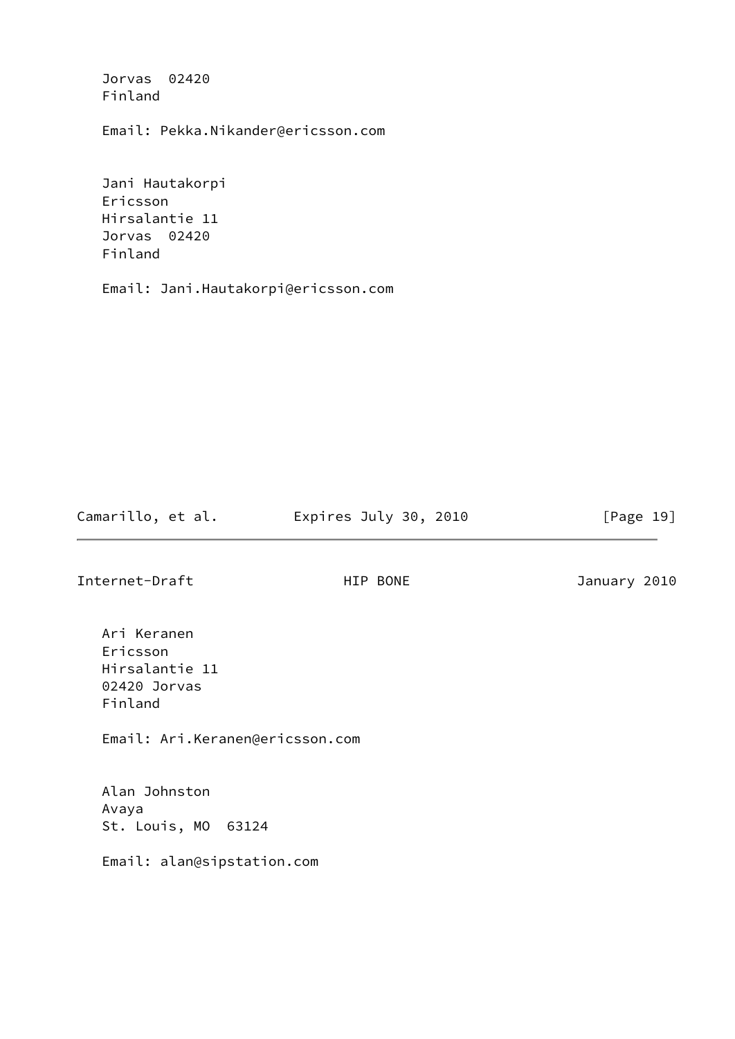Jorvas  02420
Finland

Email: Pekka.Nikander@ericsson.com

Jani Hautakorpi
Ericsson
Hirsalantie 11
Jorvas  02420
Finland

Email: Jani.Hautakorpi@ericsson.com

Ari Keranen
Ericsson
Hirsalantie 11
02420 Jorvas
Finland

Email: Ari.Keranen@ericsson.com

Alan Johnston
Avaya
St. Louis, MO  63124

Email: alan@sipstation.com